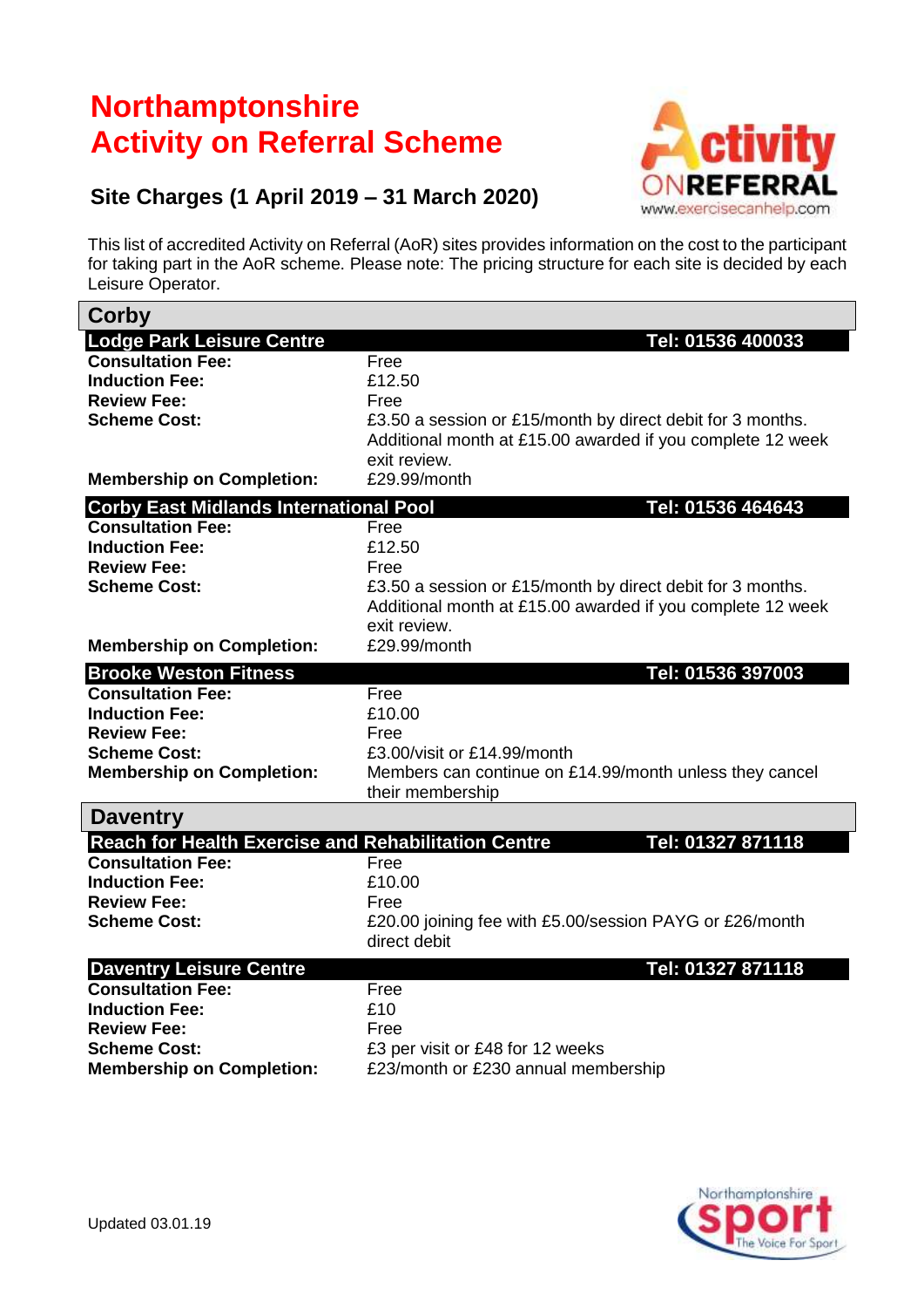# Northamptonshire Activity on Referral Scheme

## Site Charges (1 April 2019 – 31 March 2020)

This list of accredited Activity on Referral (AoR) sites provides information on the cost to the participant for taking part in the AoR scheme. Please note: The pricing structure for each site is decided by each Leisure Operator.

## Corby

### Lodge Park Leisure Centre — Tel: 01536 400033

| | |
|---|---|
| **Consultation Fee:** | Free |
| **Induction Fee:** | £12.50 |
| **Review Fee:** | Free |
| **Scheme Cost:** | £3.50 a session or £15/month by direct debit for 3 months. Additional month at £15.00 awarded if you complete 12 week exit review. |
| **Membership on Completion:** | £29.99/month |

### Corby East Midlands International Pool — Tel: 01536 464643

| | |
|---|---|
| **Consultation Fee:** | Free |
| **Induction Fee:** | £12.50 |
| **Review Fee:** | Free |
| **Scheme Cost:** | £3.50 a session or £15/month by direct debit for 3 months. Additional month at £15.00 awarded if you complete 12 week exit review. |
| **Membership on Completion:** | £29.99/month |

### Brooke Weston Fitness — Tel: 01536 397003

| | |
|---|---|
| **Consultation Fee:** | Free |
| **Induction Fee:** | £10.00 |
| **Review Fee:** | Free |
| **Scheme Cost:** | £3.00/visit or £14.99/month |
| **Membership on Completion:** | Members can continue on £14.99/month unless they cancel their membership |

## Daventry

### Reach for Health Exercise and Rehabilitation Centre — Tel: 01327 871118

| | |
|---|---|
| **Consultation Fee:** | Free |
| **Induction Fee:** | £10.00 |
| **Review Fee:** | Free |
| **Scheme Cost:** | £20.00 joining fee with £5.00/session PAYG or £26/month direct debit |

### Daventry Leisure Centre — Tel: 01327 871118

| | |
|---|---|
| **Consultation Fee:** | Free |
| **Induction Fee:** | £10 |
| **Review Fee:** | Free |
| **Scheme Cost:** | £3 per visit or £48 for 12 weeks |
| **Membership on Completion:** | £23/month or £230 annual membership |

Updated 03.01.19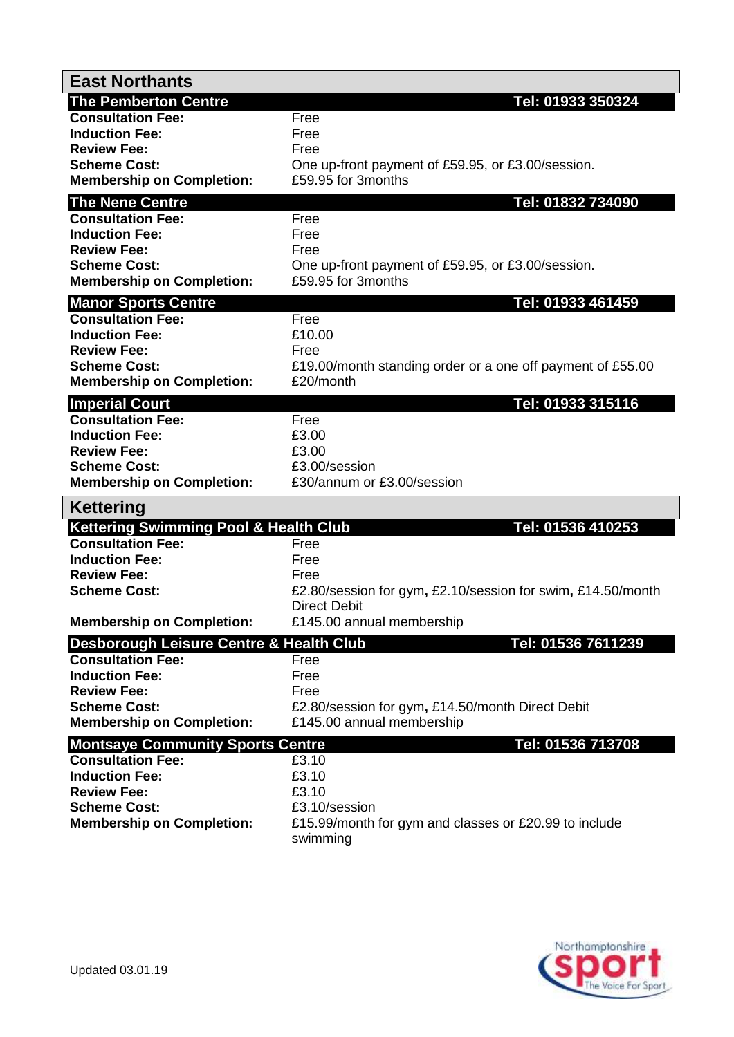## East Northants

### The Pemberton Centre — Tel: 01933 350324

| | |
|---|---|
| **Consultation Fee:** | Free |
| **Induction Fee:** | Free |
| **Review Fee:** | Free |
| **Scheme Cost:** | One up-front payment of £59.95, or £3.00/session. |
| **Membership on Completion:** | £59.95 for 3months |

### The Nene Centre — Tel: 01832 734090

| | |
|---|---|
| **Consultation Fee:** | Free |
| **Induction Fee:** | Free |
| **Review Fee:** | Free |
| **Scheme Cost:** | One up-front payment of £59.95, or £3.00/session. |
| **Membership on Completion:** | £59.95 for 3months |

### Manor Sports Centre — Tel: 01933 461459

| | |
|---|---|
| **Consultation Fee:** | Free |
| **Induction Fee:** | £10.00 |
| **Review Fee:** | Free |
| **Scheme Cost:** | £19.00/month standing order or a one off payment of £55.00 |
| **Membership on Completion:** | £20/month |

### Imperial Court — Tel: 01933 315116

| | |
|---|---|
| **Consultation Fee:** | Free |
| **Induction Fee:** | £3.00 |
| **Review Fee:** | £3.00 |
| **Scheme Cost:** | £3.00/session |
| **Membership on Completion:** | £30/annum or £3.00/session |

## Kettering

### Kettering Swimming Pool & Health Club — Tel: 01536 410253

| | |
|---|---|
| **Consultation Fee:** | Free |
| **Induction Fee:** | Free |
| **Review Fee:** | Free |
| **Scheme Cost:** | £2.80/session for gym, £2.10/session for swim, £14.50/month Direct Debit |
| **Membership on Completion:** | £145.00 annual membership |

### Desborough Leisure Centre & Health Club — Tel: 01536 7611239

| | |
|---|---|
| **Consultation Fee:** | Free |
| **Induction Fee:** | Free |
| **Review Fee:** | Free |
| **Scheme Cost:** | £2.80/session for gym, £14.50/month Direct Debit |
| **Membership on Completion:** | £145.00 annual membership |

### Montsaye Community Sports Centre — Tel: 01536 713708

| | |
|---|---|
| **Consultation Fee:** | £3.10 |
| **Induction Fee:** | £3.10 |
| **Review Fee:** | £3.10 |
| **Scheme Cost:** | £3.10/session |
| **Membership on Completion:** | £15.99/month for gym and classes or £20.99 to include swimming |

Updated 03.01.19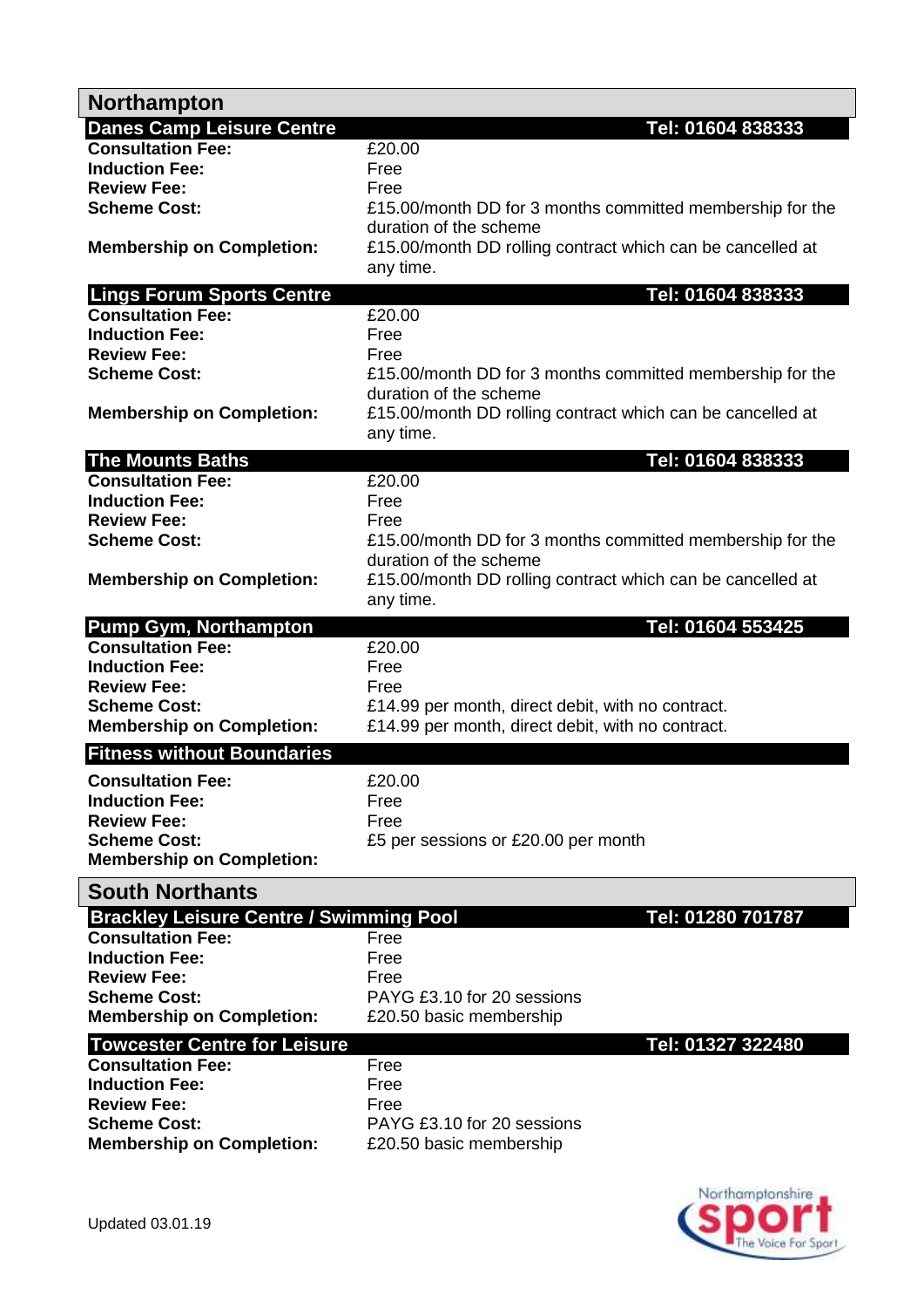## Northampton

### Danes Camp Leisure Centre — Tel: 01604 838333

| | |
|---|---|
| **Consultation Fee:** | £20.00 |
| **Induction Fee:** | Free |
| **Review Fee:** | Free |
| **Scheme Cost:** | £15.00/month DD for 3 months committed membership for the duration of the scheme |
| **Membership on Completion:** | £15.00/month DD rolling contract which can be cancelled at any time. |

### Lings Forum Sports Centre — Tel: 01604 838333

| | |
|---|---|
| **Consultation Fee:** | £20.00 |
| **Induction Fee:** | Free |
| **Review Fee:** | Free |
| **Scheme Cost:** | £15.00/month DD for 3 months committed membership for the duration of the scheme |
| **Membership on Completion:** | £15.00/month DD rolling contract which can be cancelled at any time. |

### The Mounts Baths — Tel: 01604 838333

| | |
|---|---|
| **Consultation Fee:** | £20.00 |
| **Induction Fee:** | Free |
| **Review Fee:** | Free |
| **Scheme Cost:** | £15.00/month DD for 3 months committed membership for the duration of the scheme |
| **Membership on Completion:** | £15.00/month DD rolling contract which can be cancelled at any time. |

### Pump Gym, Northampton — Tel: 01604 553425

| | |
|---|---|
| **Consultation Fee:** | £20.00 |
| **Induction Fee:** | Free |
| **Review Fee:** | Free |
| **Scheme Cost:** | £14.99 per month, direct debit, with no contract. |
| **Membership on Completion:** | £14.99 per month, direct debit, with no contract. |

### Fitness without Boundaries

| | |
|---|---|
| **Consultation Fee:** | £20.00 |
| **Induction Fee:** | Free |
| **Review Fee:** | Free |
| **Scheme Cost:** | £5 per sessions or £20.00 per month |
| **Membership on Completion:** | |

## South Northants

### Brackley Leisure Centre / Swimming Pool — Tel: 01280 701787

| | |
|---|---|
| **Consultation Fee:** | Free |
| **Induction Fee:** | Free |
| **Review Fee:** | Free |
| **Scheme Cost:** | PAYG £3.10 for 20 sessions |
| **Membership on Completion:** | £20.50 basic membership |

### Towcester Centre for Leisure — Tel: 01327 322480

| | |
|---|---|
| **Consultation Fee:** | Free |
| **Induction Fee:** | Free |
| **Review Fee:** | Free |
| **Scheme Cost:** | PAYG £3.10 for 20 sessions |
| **Membership on Completion:** | £20.50 basic membership |

Updated 03.01.19

Northamptonshire sport — The Voice For Sport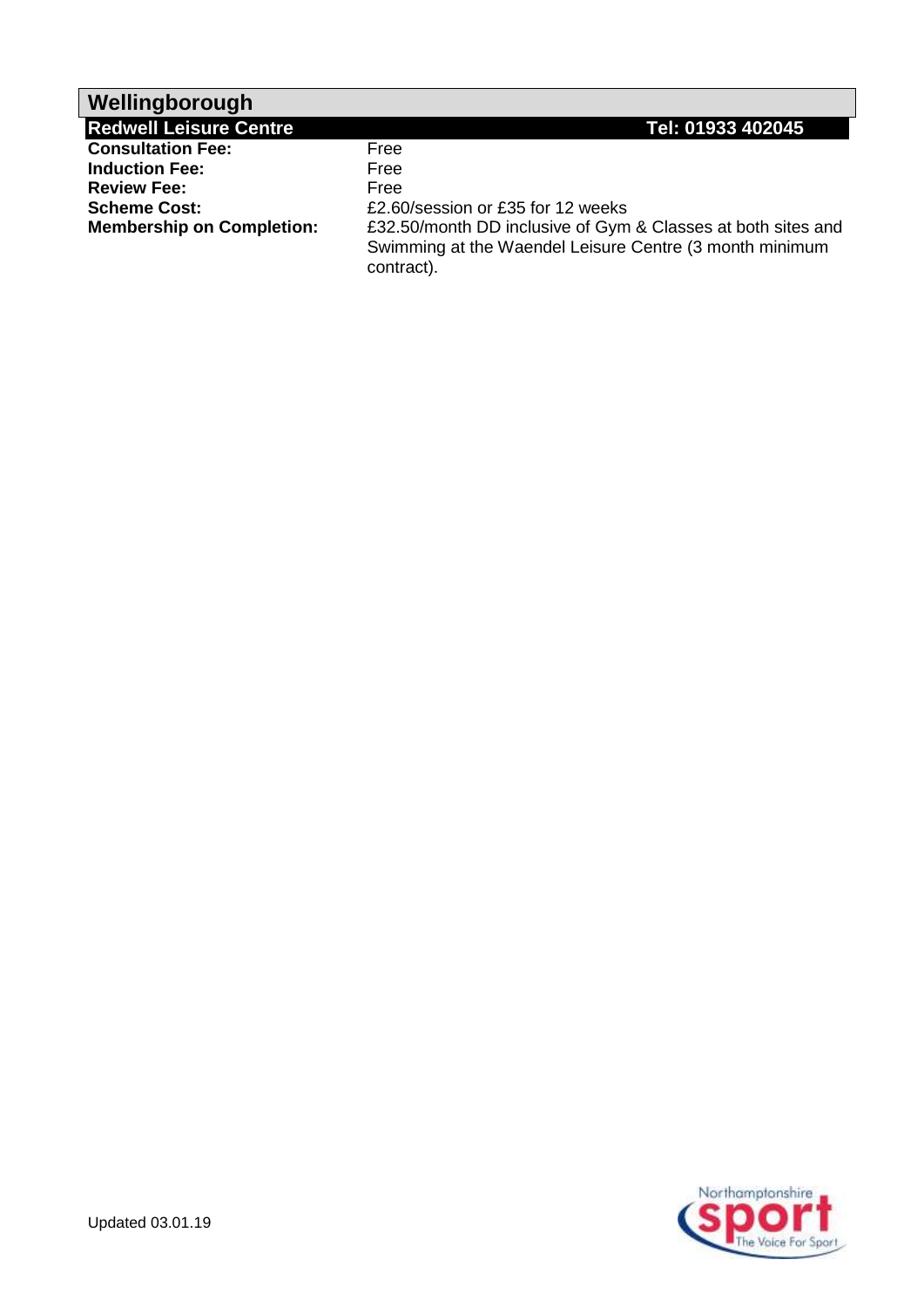## Wellingborough

### Redwell Leisure Centre — Tel: 01933 402045

| | |
|---|---|
| **Consultation Fee:** | Free |
| **Induction Fee:** | Free |
| **Review Fee:** | Free |
| **Scheme Cost:** | £2.60/session or £35 for 12 weeks |
| **Membership on Completion:** | £32.50/month DD inclusive of Gym & Classes at both sites and Swimming at the Waendel Leisure Centre (3 month minimum contract). |

Updated 03.01.19